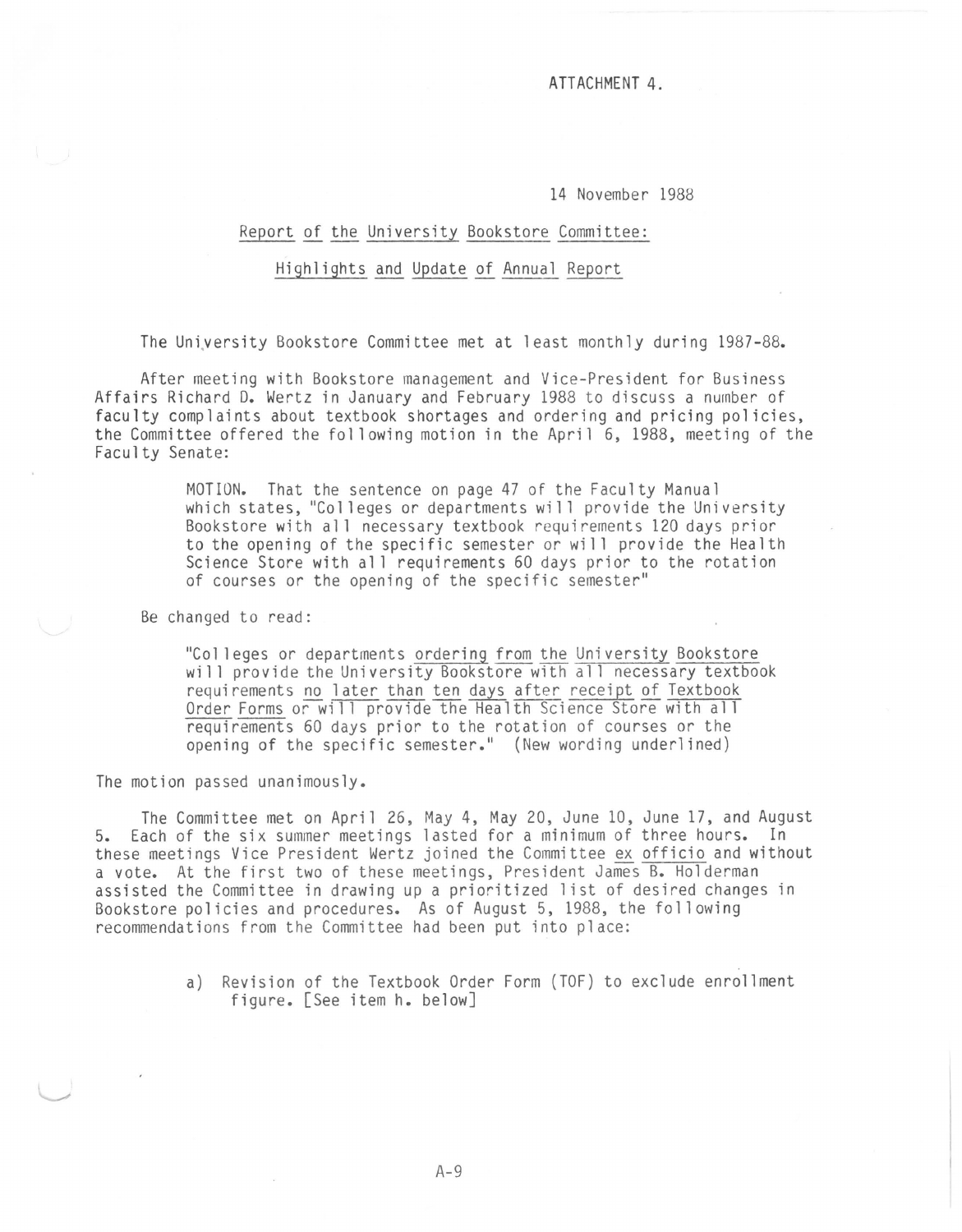ATTACHMENT 4.

14 November 1988

## Report of the University Bookstore Committee:

## Highlights and Update of Annual Report

The University Bookstore Committee met at least monthly during 1987-88.

After meeting with Bookstore management and Vice-President for Business Affairs Richard D. Wertz in January and February 1988 to discuss a number of faculty complaints about textbook shortages and ordering and pricing policies, the Committee offered the following motion in the April 6, 1988, meeting of the Faculty Senate:

> MOTION. That the sentence on page 47 of the Faculty Manual which states, "Colleges or departments will provide the University Bookstore with all necessary textbook requirements 120 days prior to the opening of the specific semester or will provide the Health Science Store with all requirements 60 days prior to the rotation of courses or the opening of the specific semester"

Be changed to read:

> "Colleges or departments <u>ordering from the University Bookstore</u> will provide the University Bookstore with all necessary textbook requirements <u>no later than ten days after receipt of Textbook Order Forms</u> or will provide the Health Science Store with all requirements 60 days prior to the rotation of courses or the opening of the specific semester." (New wording underlined)

The motion passed unanimously.

The Committee met on April 26, May 4, May 20, June 10, June 17, and August 5. Each of the six summer meetings lasted for a minimum of three hours. In these meetings Vice President Wertz joined the Committee *ex officio* and without a vote. At the first two of these meetings, President James B. Holderman assisted the Committee in drawing up a prioritized list of desired changes in Bookstore policies and procedures. As of August 5, 1988, the following recommendations from the Committee had been put into place:

a) Revision of the Textbook Order Form (TOF) to exclude enrollment figure. [See item h. below]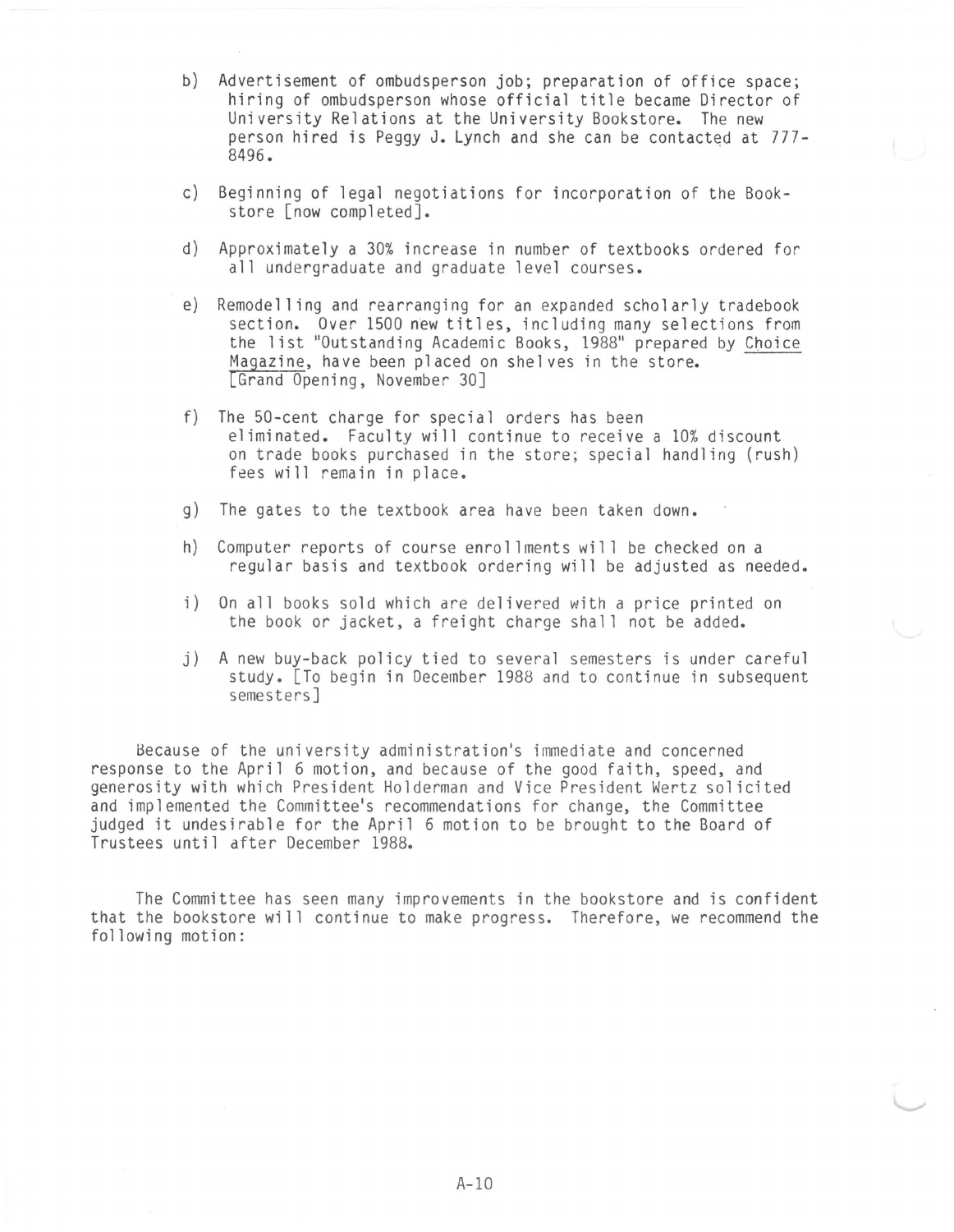b) Advertisement of ombudsperson job; preparation of office space; hiring of ombudsperson whose official title became Director of University Relations at the University Bookstore. The new person hired is Peggy J. Lynch and she can be contacted at 777-8496.

c) Beginning of legal negotiations for incorporation of the Bookstore [now completed].

d) Approximately a 30% increase in number of textbooks ordered for all undergraduate and graduate level courses.

e) Remodelling and rearranging for an expanded scholarly tradebook section. Over 1500 new titles, including many selections from the list "Outstanding Academic Books, 1988" prepared by Choice Magazine, have been placed on shelves in the store. [Grand Opening, November 30]

f) The 50-cent charge for special orders has been eliminated. Faculty will continue to receive a 10% discount on trade books purchased in the store; special handling (rush) fees will remain in place.

g) The gates to the textbook area have been taken down.

h) Computer reports of course enrollments will be checked on a regular basis and textbook ordering will be adjusted as needed.

i) On all books sold which are delivered with a price printed on the book or jacket, a freight charge shall not be added.

j) A new buy-back policy tied to several semesters is under careful study. [To begin in December 1988 and to continue in subsequent semesters]

Because of the university administration's immediate and concerned response to the April 6 motion, and because of the good faith, speed, and generosity with which President Holderman and Vice President Wertz solicited and implemented the Committee's recommendations for change, the Committee judged it undesirable for the April 6 motion to be brought to the Board of Trustees until after December 1988.

The Committee has seen many improvements in the bookstore and is confident that the bookstore will continue to make progress. Therefore, we recommend the following motion: